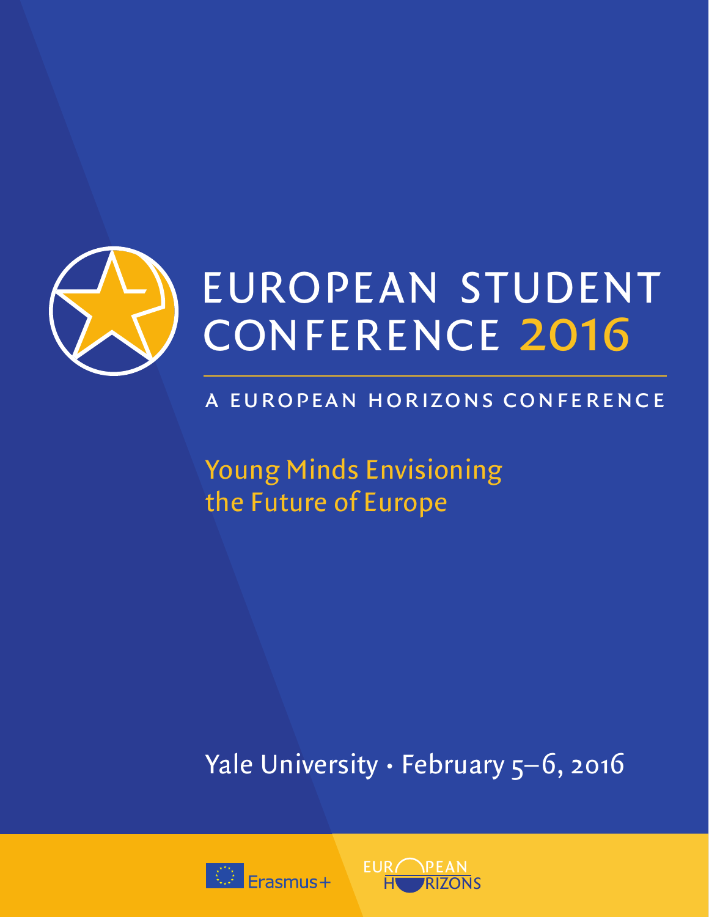# EUROPEAN STUDENT CONFERENCE 2016

## A EUROPEAN HORIZONS CONFERENCE

Young Minds Envisioning the Future of Europe

Yale University • February 5–6, 2016

Erasmus+

EUROPEAN HORIZONS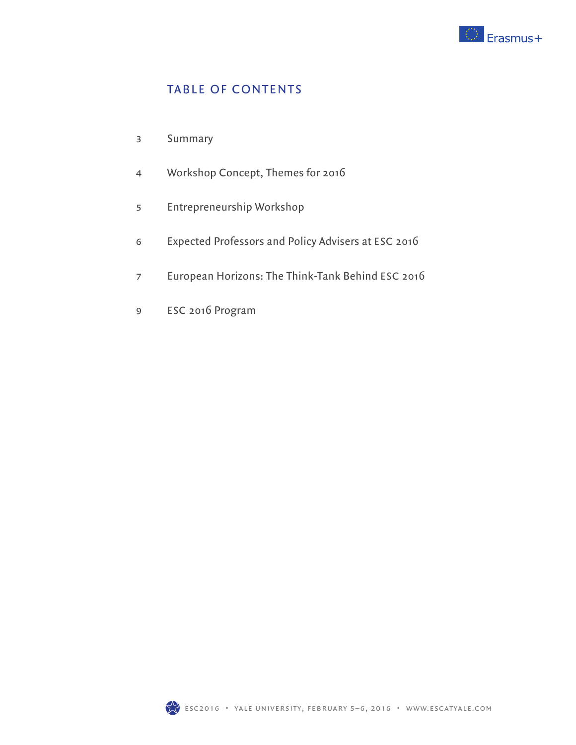## TABLE OF CONTENTS

| | |
|---|---|
| 3 | Summary |
| 4 | Workshop Concept, Themes for 2016 |
| 5 | Entrepreneurship Workshop |
| 6 | Expected Professors and Policy Advisers at ESC 2016 |
| 7 | European Horizons: The Think-Tank Behind ESC 2016 |
| 9 | ESC 2016 Program |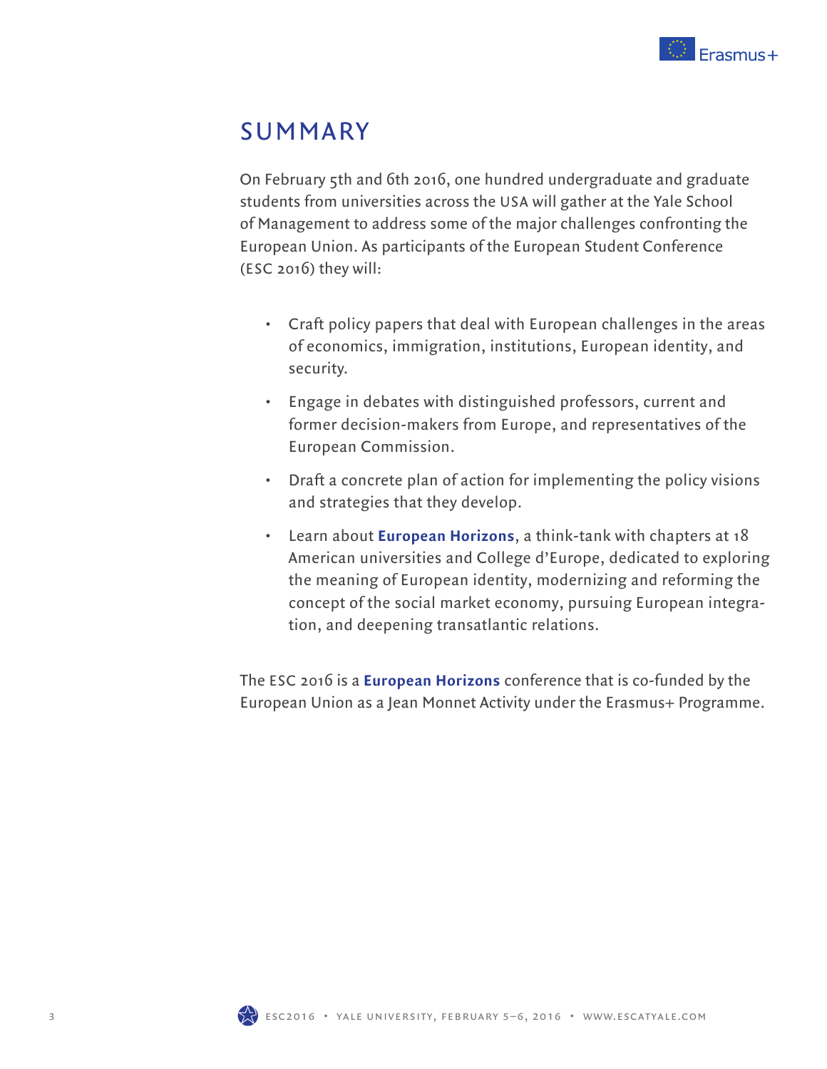# SUMMARY

On February 5th and 6th 2016, one hundred undergraduate and graduate students from universities across the USA will gather at the Yale School of Management to address some of the major challenges confronting the European Union. As participants of the European Student Conference (ESC 2016) they will:

- Craft policy papers that deal with European challenges in the areas of economics, immigration, institutions, European identity, and security.
- Engage in debates with distinguished professors, current and former decision-makers from Europe, and representatives of the European Commission.
- Draft a concrete plan of action for implementing the policy visions and strategies that they develop.
- Learn about **European Horizons**, a think-tank with chapters at 18 American universities and College d'Europe, dedicated to exploring the meaning of European identity, modernizing and reforming the concept of the social market economy, pursuing European integration, and deepening transatlantic relations.

The ESC 2016 is a **European Horizons** conference that is co-funded by the European Union as a Jean Monnet Activity under the Erasmus+ Programme.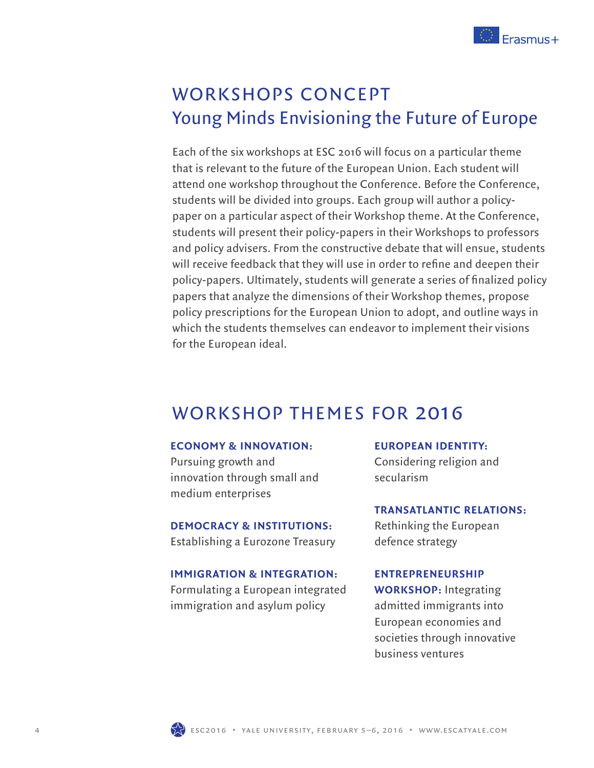# WORKSHOPS CONCEPT

## Young Minds Envisioning the Future of Europe

Each of the six workshops at ESC 2016 will focus on a particular theme that is relevant to the future of the European Union. Each student will attend one workshop throughout the Conference. Before the Conference, students will be divided into groups. Each group will author a policy-paper on a particular aspect of their Workshop theme. At the Conference, students will present their policy-papers in their Workshops to professors and policy advisers. From the constructive debate that will ensue, students will receive feedback that they will use in order to refine and deepen their policy-papers. Ultimately, students will generate a series of finalized policy papers that analyze the dimensions of their Workshop themes, propose policy prescriptions for the European Union to adopt, and outline ways in which the students themselves can endeavor to implement their visions for the European ideal.

# WORKSHOP THEMES FOR 2016

**ECONOMY & INNOVATION:**
Pursuing growth and innovation through small and medium enterprises

**DEMOCRACY & INSTITUTIONS:**
Establishing a Eurozone Treasury

**IMMIGRATION & INTEGRATION:**
Formulating a European integrated immigration and asylum policy

**EUROPEAN IDENTITY:**
Considering religion and secularism

**TRANSATLANTIC RELATIONS:**
Rethinking the European defence strategy

**ENTREPRENEURSHIP WORKSHOP:** Integrating admitted immigrants into European economies and societies through innovative business ventures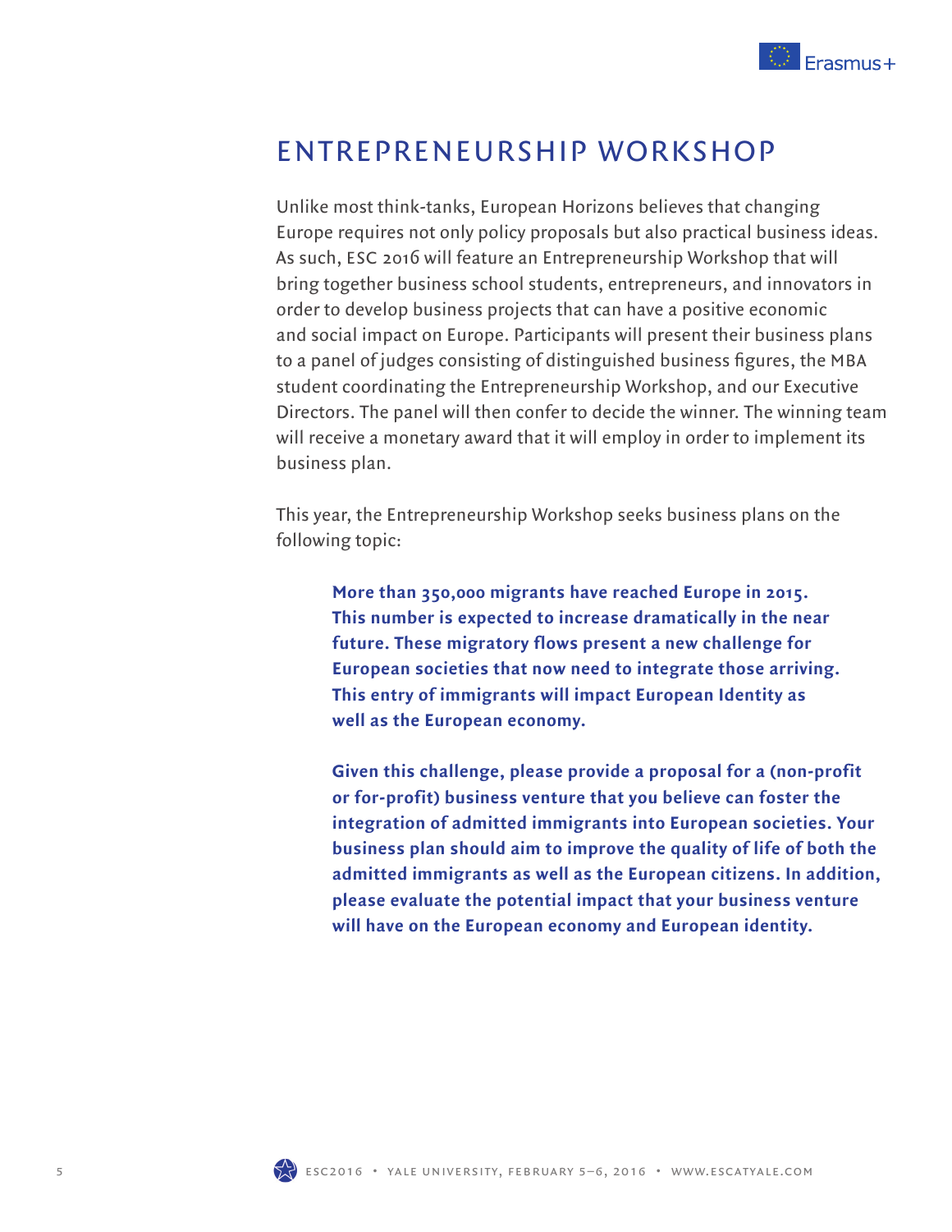# ENTREPRENEURSHIP WORKSHOP

Unlike most think-tanks, European Horizons believes that changing Europe requires not only policy proposals but also practical business ideas. As such, ESC 2016 will feature an Entrepreneurship Workshop that will bring together business school students, entrepreneurs, and innovators in order to develop business projects that can have a positive economic and social impact on Europe. Participants will present their business plans to a panel of judges consisting of distinguished business figures, the MBA student coordinating the Entrepreneurship Workshop, and our Executive Directors. The panel will then confer to decide the winner. The winning team will receive a monetary award that it will employ in order to implement its business plan.

This year, the Entrepreneurship Workshop seeks business plans on the following topic:

> **More than 350,000 migrants have reached Europe in 2015. This number is expected to increase dramatically in the near future. These migratory flows present a new challenge for European societies that now need to integrate those arriving. This entry of immigrants will impact European Identity as well as the European economy.**
>
> **Given this challenge, please provide a proposal for a (non-profit or for-profit) business venture that you believe can foster the integration of admitted immigrants into European societies. Your business plan should aim to improve the quality of life of both the admitted immigrants as well as the European citizens. In addition, please evaluate the potential impact that your business venture will have on the European economy and European identity.**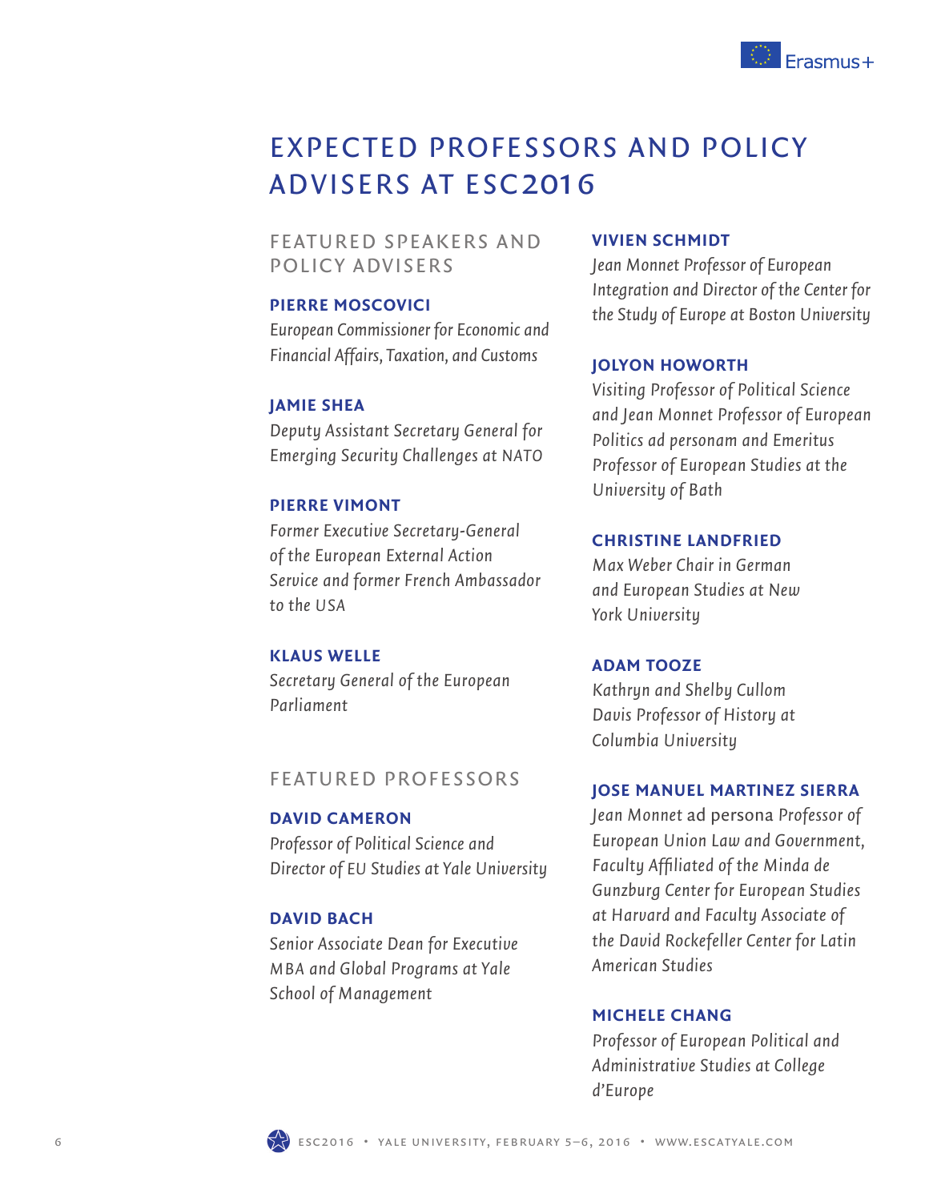# EXPECTED PROFESSORS AND POLICY ADVISERS AT ESC2016

## FEATURED SPEAKERS AND POLICY ADVISERS

### PIERRE MOSCOVICI
*European Commissioner for Economic and Financial Affairs, Taxation, and Customs*

### JAMIE SHEA
*Deputy Assistant Secretary General for Emerging Security Challenges at NATO*

### PIERRE VIMONT
*Former Executive Secretary-General of the European External Action Service and former French Ambassador to the USA*

### KLAUS WELLE
*Secretary General of the European Parliament*

## FEATURED PROFESSORS

### DAVID CAMERON
*Professor of Political Science and Director of EU Studies at Yale University*

### DAVID BACH
*Senior Associate Dean for Executive MBA and Global Programs at Yale School of Management*

### VIVIEN SCHMIDT
*Jean Monnet Professor of European Integration and Director of the Center for the Study of Europe at Boston University*

### JOLYON HOWORTH
*Visiting Professor of Political Science and Jean Monnet Professor of European Politics ad personam and Emeritus Professor of European Studies at the University of Bath*

### CHRISTINE LANDFRIED
*Max Weber Chair in German and European Studies at New York University*

### ADAM TOOZE
*Kathryn and Shelby Cullom Davis Professor of History at Columbia University*

### JOSE MANUEL MARTINEZ SIERRA
*Jean Monnet* ad persona *Professor of European Union Law and Government, Faculty Affiliated of the Minda de Gunzburg Center for European Studies at Harvard and Faculty Associate of the David Rockefeller Center for Latin American Studies*

### MICHELE CHANG
*Professor of European Political and Administrative Studies at College d'Europe*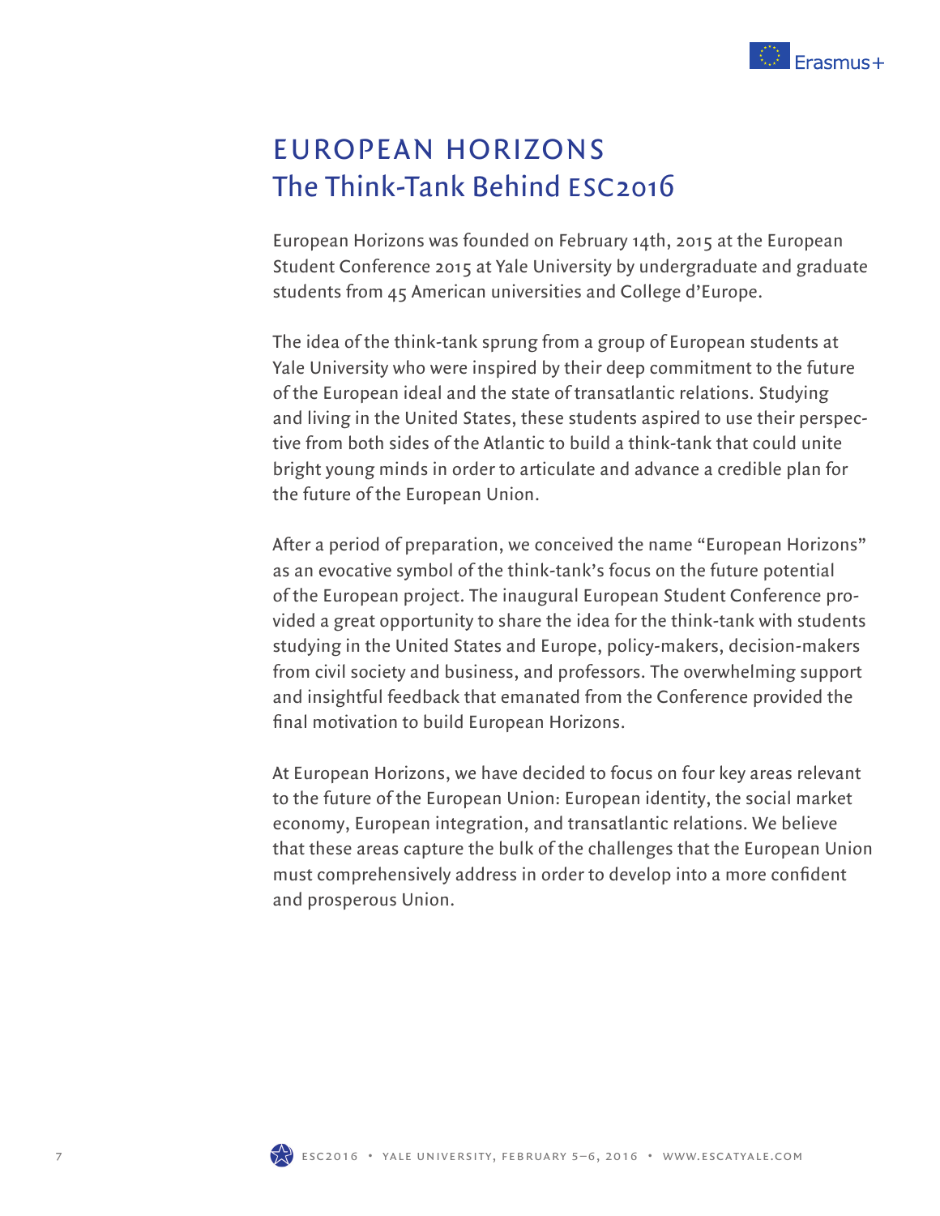# EUROPEAN HORIZONS
## The Think-Tank Behind ESC2016

European Horizons was founded on February 14th, 2015 at the European Student Conference 2015 at Yale University by undergraduate and graduate students from 45 American universities and College d'Europe.

The idea of the think-tank sprung from a group of European students at Yale University who were inspired by their deep commitment to the future of the European ideal and the state of transatlantic relations. Studying and living in the United States, these students aspired to use their perspective from both sides of the Atlantic to build a think-tank that could unite bright young minds in order to articulate and advance a credible plan for the future of the European Union.

After a period of preparation, we conceived the name "European Horizons" as an evocative symbol of the think-tank's focus on the future potential of the European project. The inaugural European Student Conference provided a great opportunity to share the idea for the think-tank with students studying in the United States and Europe, policy-makers, decision-makers from civil society and business, and professors. The overwhelming support and insightful feedback that emanated from the Conference provided the final motivation to build European Horizons.

At European Horizons, we have decided to focus on four key areas relevant to the future of the European Union: European identity, the social market economy, European integration, and transatlantic relations. We believe that these areas capture the bulk of the challenges that the European Union must comprehensively address in order to develop into a more confident and prosperous Union.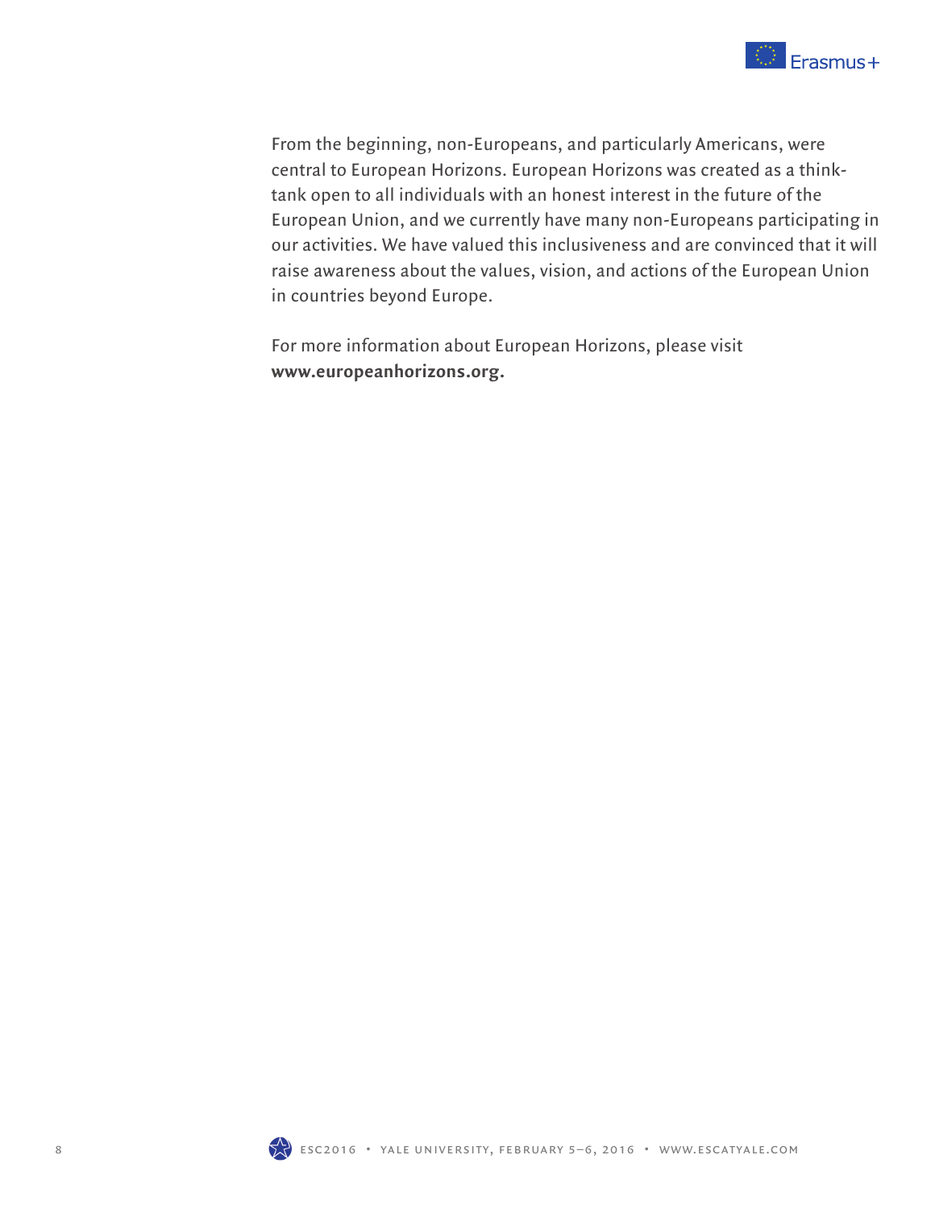From the beginning, non-Europeans, and particularly Americans, were central to European Horizons. European Horizons was created as a think-tank open to all individuals with an honest interest in the future of the European Union, and we currently have many non-Europeans participating in our activities. We have valued this inclusiveness and are convinced that it will raise awareness about the values, vision, and actions of the European Union in countries beyond Europe.

For more information about European Horizons, please visit **www.europeanhorizons.org.**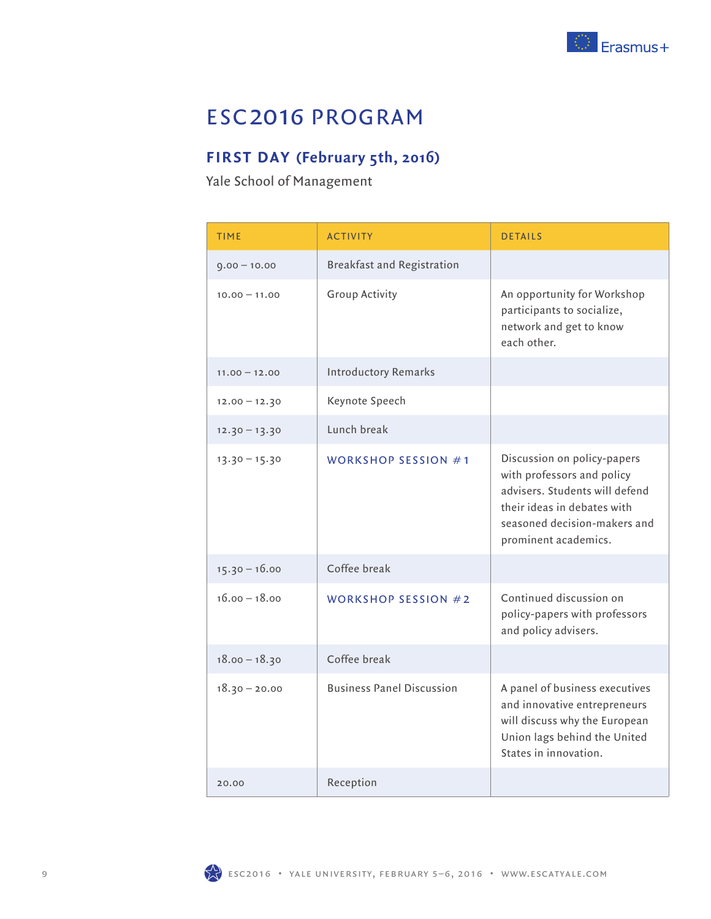# ESC2016 PROGRAM

## FIRST DAY (February 5th, 2016)

Yale School of Management

| TIME | ACTIVITY | DETAILS |
|---|---|---|
| 9.00 – 10.00 | Breakfast and Registration | |
| 10.00 – 11.00 | Group Activity | An opportunity for Workshop participants to socialize, network and get to know each other. |
| 11.00 – 12.00 | Introductory Remarks | |
| 12.00 – 12.30 | Keynote Speech | |
| 12.30 – 13.30 | Lunch break | |
| 13.30 – 15.30 | WORKSHOP SESSION #1 | Discussion on policy-papers with professors and policy advisers. Students will defend their ideas in debates with seasoned decision-makers and prominent academics. |
| 15.30 – 16.00 | Coffee break | |
| 16.00 – 18.00 | WORKSHOP SESSION #2 | Continued discussion on policy-papers with professors and policy advisers. |
| 18.00 – 18.30 | Coffee break | |
| 18.30 – 20.00 | Business Panel Discussion | A panel of business executives and innovative entrepreneurs will discuss why the European Union lags behind the United States in innovation. |
| 20.00 | Reception | |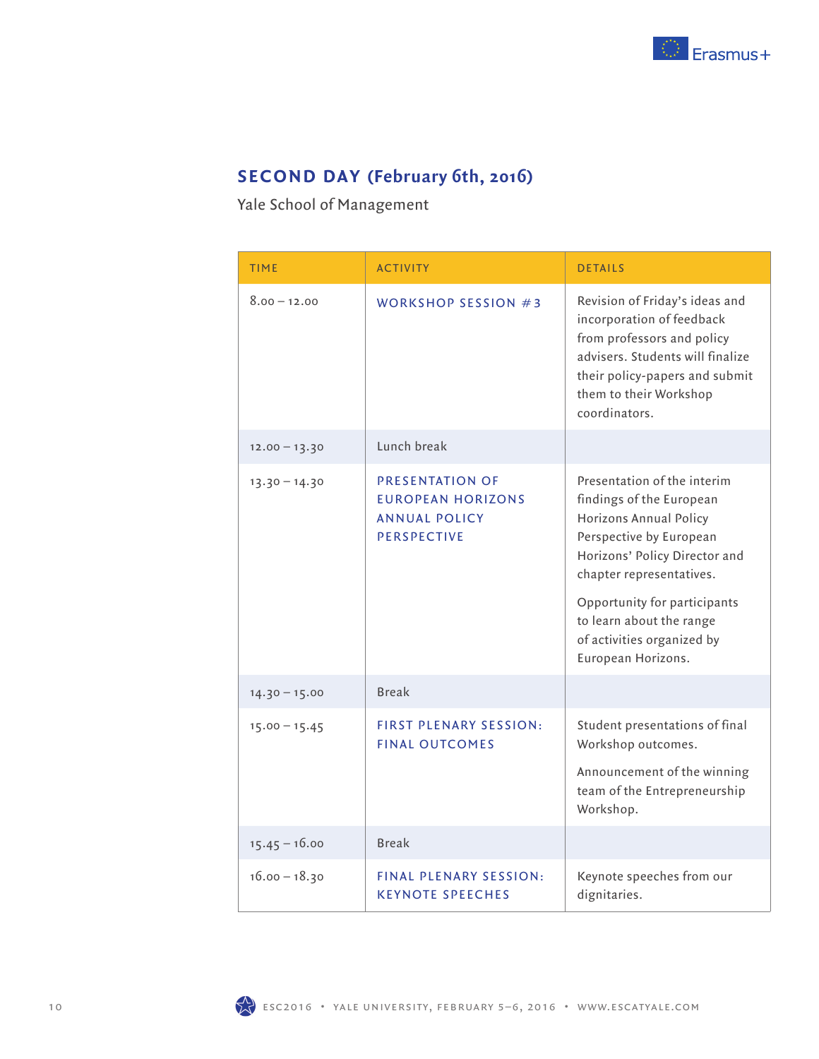## SECOND DAY (February 6th, 2016)

Yale School of Management

| TIME | ACTIVITY | DETAILS |
|---|---|---|
| 8.00 – 12.00 | WORKSHOP SESSION #3 | Revision of Friday's ideas and incorporation of feedback from professors and policy advisers. Students will finalize their policy-papers and submit them to their Workshop coordinators. |
| 12.00 – 13.30 | Lunch break | |
| 13.30 – 14.30 | PRESENTATION OF EUROPEAN HORIZONS ANNUAL POLICY PERSPECTIVE | Presentation of the interim findings of the European Horizons Annual Policy Perspective by European Horizons' Policy Director and chapter representatives. Opportunity for participants to learn about the range of activities organized by European Horizons. |
| 14.30 – 15.00 | Break | |
| 15.00 – 15.45 | FIRST PLENARY SESSION: FINAL OUTCOMES | Student presentations of final Workshop outcomes. Announcement of the winning team of the Entrepreneurship Workshop. |
| 15.45 – 16.00 | Break | |
| 16.00 – 18.30 | FINAL PLENARY SESSION: KEYNOTE SPEECHES | Keynote speeches from our dignitaries. |